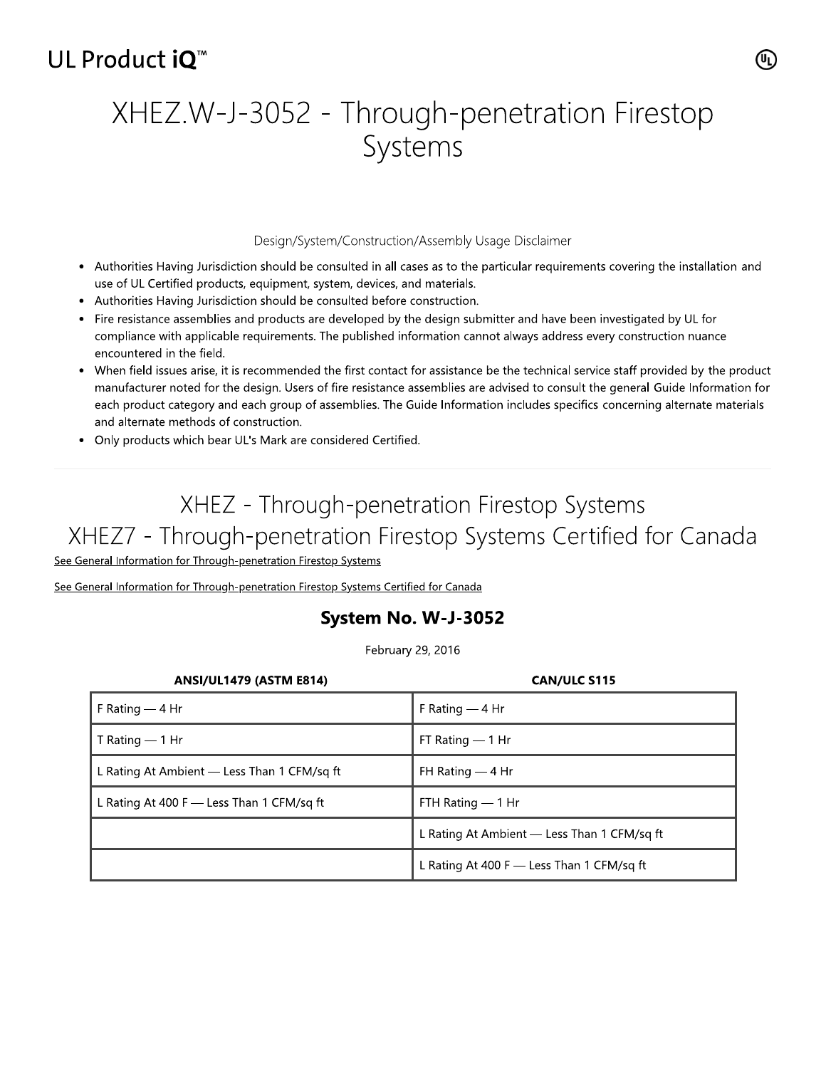UL Product iQ™

# XHEZ.W-J-3052 - Through-penetration Firestop Systems

Design/System/Construction/Assembly Usage Disclaimer

- Authorities Having Jurisdiction should be consulted in all cases as to the particular requirements covering the installation and use of UL Certified products, equipment, system, devices, and materials.
- Authorities Having Jurisdiction should be consulted before construction.
- Fire resistance assemblies and products are developed by the design submitter and have been investigated by UL for compliance with applicable requirements. The published information cannot always address every construction nuance encountered in the field.
- When field issues arise, it is recommended the first contact for assistance be the technical service staff provided by the product manufacturer noted for the design. Users of fire resistance assemblies are advised to consult the general Guide Information for each product category and each group of assemblies. The Guide Information includes specifics concerning alternate materials and alternate methods of construction.
- Only products which bear UL's Mark are considered Certified.

---

## XHEZ - Through-penetration Firestop Systems

## XHEZ7 - Through-penetration Firestop Systems Certified for Canada

See General Information for Through-penetration Firestop Systems

See General Information for Through-penetration Firestop Systems Certified for Canada

### System No. W-J-3052

February 29, 2016

| ANSI/UL1479 (ASTM E814) | CAN/ULC S115 |
|---|---|
| F Rating — 4 Hr | F Rating — 4 Hr |
| T Rating — 1 Hr | FT Rating — 1 Hr |
| L Rating At Ambient — Less Than 1 CFM/sq ft | FH Rating — 4 Hr |
| L Rating At 400 F — Less Than 1 CFM/sq ft | FTH Rating — 1 Hr |
| | L Rating At Ambient — Less Than 1 CFM/sq ft |
| | L Rating At 400 F — Less Than 1 CFM/sq ft |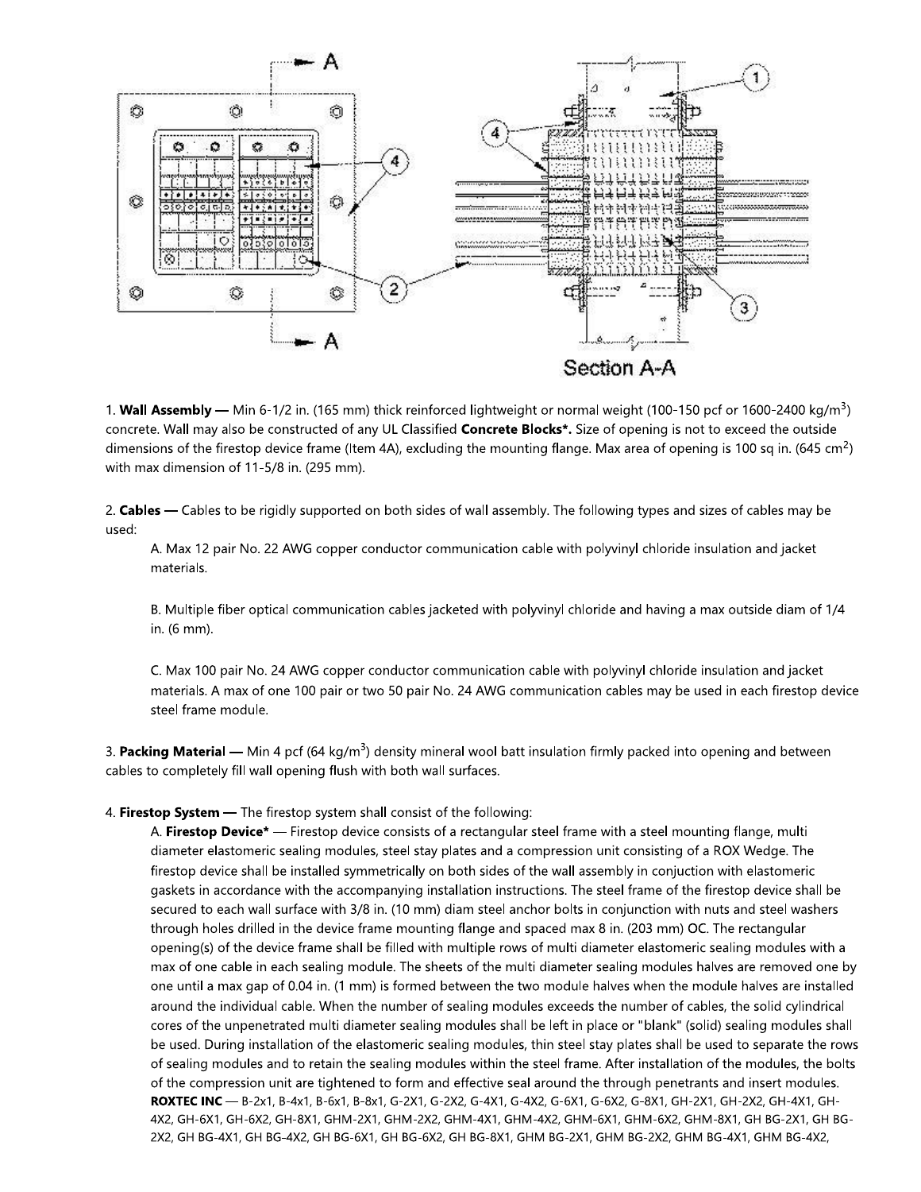1. **Wall Assembly** — Min 6-1/2 in. (165 mm) thick reinforced lightweight or normal weight (100-150 pcf or 1600-2400 kg/m$^3$) concrete. Wall may also be constructed of any UL Classified **Concrete Blocks***. Size of opening is not to exceed the outside dimensions of the firestop device frame (Item 4A), excluding the mounting flange. Max area of opening is 100 sq in. (645 cm$^2$) with max dimension of 11-5/8 in. (295 mm).

2. **Cables** — Cables to be rigidly supported on both sides of wall assembly. The following types and sizes of cables may be used:

   A. Max 12 pair No. 22 AWG copper conductor communication cable with polyvinyl chloride insulation and jacket materials.

   B. Multiple fiber optical communication cables jacketed with polyvinyl chloride and having a max outside diam of 1/4 in. (6 mm).

   C. Max 100 pair No. 24 AWG copper conductor communication cable with polyvinyl chloride insulation and jacket materials. A max of one 100 pair or two 50 pair No. 24 AWG communication cables may be used in each firestop device steel frame module.

3. **Packing Material** — Min 4 pcf (64 kg/m$^3$) density mineral wool batt insulation firmly packed into opening and between cables to completely fill wall opening flush with both wall surfaces.

4. **Firestop System** — The firestop system shall consist of the following:

   A. **Firestop Device*** — Firestop device consists of a rectangular steel frame with a steel mounting flange, multi diameter elastomeric sealing modules, steel stay plates and a compression unit consisting of a ROX Wedge. The firestop device shall be installed symmetrically on both sides of the wall assembly in conjuction with elastomeric gaskets in accordance with the accompanying installation instructions. The steel frame of the firestop device shall be secured to each wall surface with 3/8 in. (10 mm) diam steel anchor bolts in conjunction with nuts and steel washers through holes drilled in the device frame mounting flange and spaced max 8 in. (203 mm) OC. The rectangular opening(s) of the device frame shall be filled with multiple rows of multi diameter elastomeric sealing modules with a max of one cable in each sealing module. The sheets of the multi diameter sealing modules halves are removed one by one until a max gap of 0.04 in. (1 mm) is formed between the two module halves when the module halves are installed around the individual cable. When the number of sealing modules exceeds the number of cables, the solid cylindrical cores of the unpenetrated multi diameter sealing modules shall be left in place or "blank" (solid) sealing modules shall be used. During installation of the elastomeric sealing modules, thin steel stay plates shall be used to separate the rows of sealing modules and to retain the sealing modules within the steel frame. After installation of the modules, the bolts of the compression unit are tightened to form and effective seal around the through penetrants and insert modules.
   **ROXTEC INC** — B-2x1, B-4x1, B-6x1, B-8x1, G-2X1, G-2X2, G-4X1, G-4X2, G-6X1, G-6X2, G-8X1, GH-2X1, GH-2X2, GH-4X1, GH-4X2, GH-6X1, GH-6X2, GH-8X1, GHM-2X1, GHM-2X2, GHM-4X1, GHM-4X2, GHM-6X1, GHM-6X2, GHM-8X1, GH BG-2X1, GH BG-2X2, GH BG-4X1, GH BG-4X2, GH BG-6X1, GH BG-6X2, GH BG-8X1, GHM BG-2X1, GHM BG-2X2, GHM BG-4X1, GHM BG-4X2,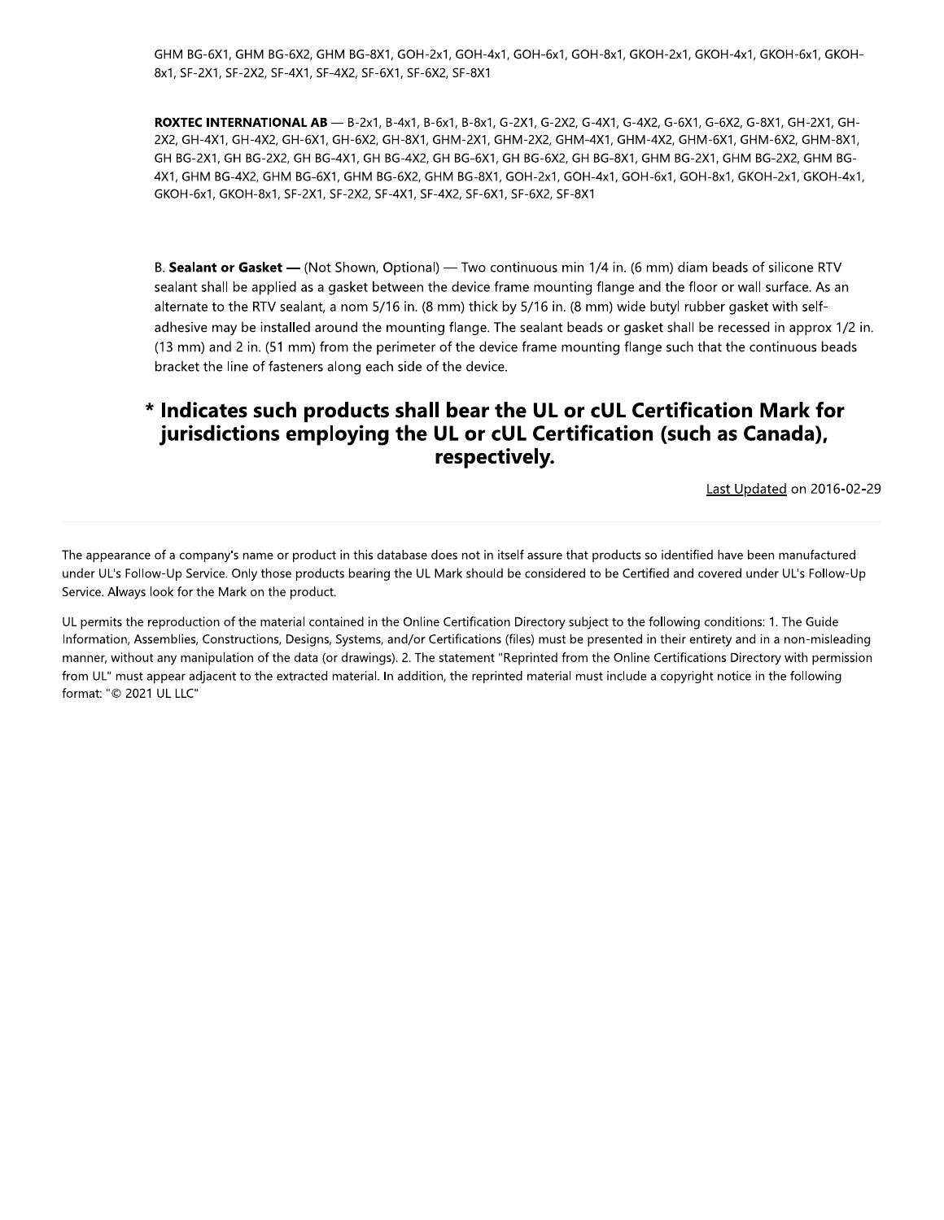GHM BG-6X1, GHM BG-6X2, GHM BG-8X1, GOH-2x1, GOH-4x1, GOH-6x1, GOH-8x1, GKOH-2x1, GKOH-4x1, GKOH-6x1, GKOH-8x1, SF-2X1, SF-2X2, SF-4X1, SF-4X2, SF-6X1, SF-6X2, SF-8X1

**ROXTEC INTERNATIONAL AB** — B-2x1, B-4x1, B-6x1, B-8x1, G-2X1, G-2X2, G-4X1, G-4X2, G-6X1, G-6X2, G-8X1, GH-2X1, GH-2X2, GH-4X1, GH-4X2, GH-6X1, GH-6X2, GH-8X1, GHM-2X1, GHM-2X2, GHM-4X1, GHM-4X2, GHM-6X1, GHM-6X2, GHM-8X1, GH BG-2X1, GH BG-2X2, GH BG-4X1, GH BG-4X2, GH BG-6X1, GH BG-6X2, GH BG-8X1, GHM BG-2X1, GHM BG-2X2, GHM BG-4X1, GHM BG-4X2, GHM BG-6X1, GHM BG-6X2, GHM BG-8X1, GOH-2x1, GOH-4x1, GOH-6x1, GOH-8x1, GKOH-2x1, GKOH-4x1, GKOH-6x1, GKOH-8x1, SF-2X1, SF-2X2, SF-4X1, SF-4X2, SF-6X1, SF-6X2, SF-8X1

B. **Sealant or Gasket —** (Not Shown, Optional) — Two continuous min 1/4 in. (6 mm) diam beads of silicone RTV sealant shall be applied as a gasket between the device frame mounting flange and the floor or wall surface. As an alternate to the RTV sealant, a nom 5/16 in. (8 mm) thick by 5/16 in. (8 mm) wide butyl rubber gasket with self-adhesive may be installed around the mounting flange. The sealant beads or gasket shall be recessed in approx 1/2 in. (13 mm) and 2 in. (51 mm) from the perimeter of the device frame mounting flange such that the continuous beads bracket the line of fasteners along each side of the device.

## * Indicates such products shall bear the UL or cUL Certification Mark for jurisdictions employing the UL or cUL Certification (such as Canada), respectively.

Last Updated on 2016-02-29

The appearance of a company's name or product in this database does not in itself assure that products so identified have been manufactured under UL's Follow-Up Service. Only those products bearing the UL Mark should be considered to be Certified and covered under UL's Follow-Up Service. Always look for the Mark on the product.

UL permits the reproduction of the material contained in the Online Certification Directory subject to the following conditions: 1. The Guide Information, Assemblies, Constructions, Designs, Systems, and/or Certifications (files) must be presented in their entirety and in a non-misleading manner, without any manipulation of the data (or drawings). 2. The statement "Reprinted from the Online Certifications Directory with permission from UL" must appear adjacent to the extracted material. In addition, the reprinted material must include a copyright notice in the following format: "© 2021 UL LLC"